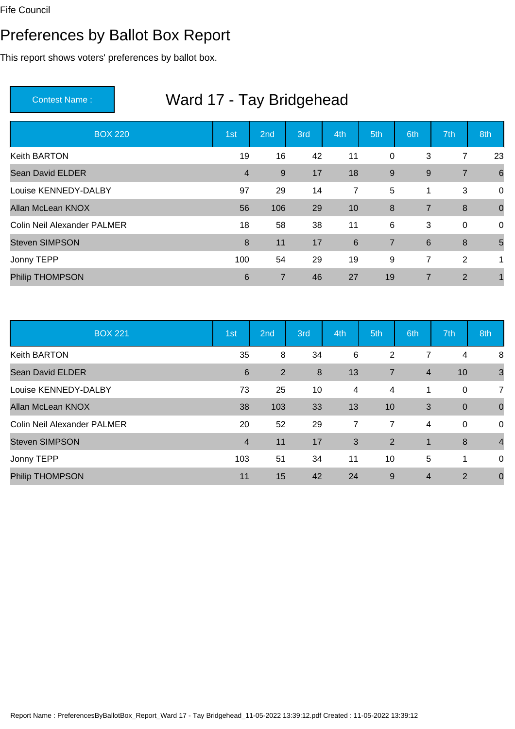Fife Council

# Preferences by Ballot Box Report

This report shows voters' preferences by ballot box.

**Contest Name :** Ward 17 - Tay Bridgehead

| BOX 220 | 1st | 2nd | 3rd | 4th | 5th | 6th | 7th | 8th |
|---|---|---|---|---|---|---|---|---|
| Keith BARTON | 19 | 16 | 42 | 11 | 0 | 3 | 7 | 23 |
| Sean David ELDER | 4 | 9 | 17 | 18 | 9 | 9 | 7 | 6 |
| Louise KENNEDY-DALBY | 97 | 29 | 14 | 7 | 5 | 1 | 3 | 0 |
| Allan McLean KNOX | 56 | 106 | 29 | 10 | 8 | 7 | 8 | 0 |
| Colin Neil Alexander PALMER | 18 | 58 | 38 | 11 | 6 | 3 | 0 | 0 |
| Steven SIMPSON | 8 | 11 | 17 | 6 | 7 | 6 | 8 | 5 |
| Jonny TEPP | 100 | 54 | 29 | 19 | 9 | 7 | 2 | 1 |
| Philip THOMPSON | 6 | 7 | 46 | 27 | 19 | 7 | 2 | 1 |

| BOX 221 | 1st | 2nd | 3rd | 4th | 5th | 6th | 7th | 8th |
|---|---|---|---|---|---|---|---|---|
| Keith BARTON | 35 | 8 | 34 | 6 | 2 | 7 | 4 | 8 |
| Sean David ELDER | 6 | 2 | 8 | 13 | 7 | 4 | 10 | 3 |
| Louise KENNEDY-DALBY | 73 | 25 | 10 | 4 | 4 | 1 | 0 | 7 |
| Allan McLean KNOX | 38 | 103 | 33 | 13 | 10 | 3 | 0 | 0 |
| Colin Neil Alexander PALMER | 20 | 52 | 29 | 7 | 7 | 4 | 0 | 0 |
| Steven SIMPSON | 4 | 11 | 17 | 3 | 2 | 1 | 8 | 4 |
| Jonny TEPP | 103 | 51 | 34 | 11 | 10 | 5 | 1 | 0 |
| Philip THOMPSON | 11 | 15 | 42 | 24 | 9 | 4 | 2 | 0 |

Report Name : PreferencesByBallotBox_Report_Ward 17 - Tay Bridgehead_11-05-2022 13:39:12.pdf Created : 11-05-2022 13:39:12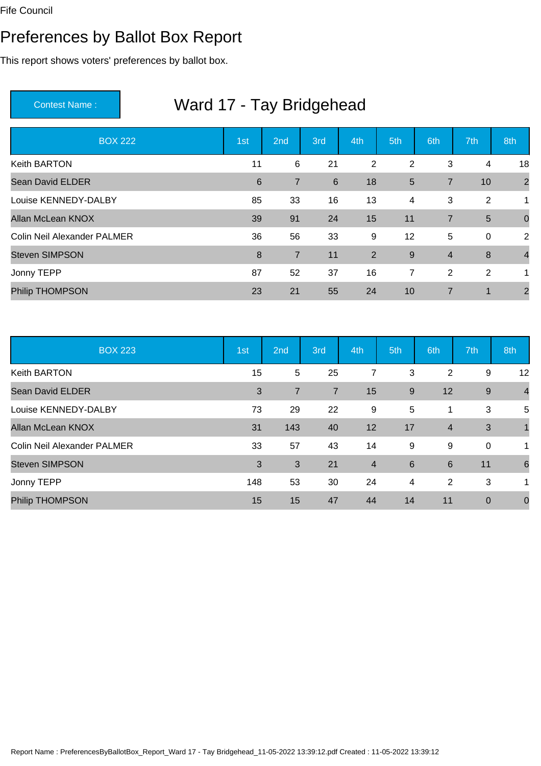Fife Council

# Preferences by Ballot Box Report

This report shows voters' preferences by ballot box.

Contest Name : **Ward 17 - Tay Bridgehead**

| BOX 222 | 1st | 2nd | 3rd | 4th | 5th | 6th | 7th | 8th |
|---|---|---|---|---|---|---|---|---|
| Keith BARTON | 11 | 6 | 21 | 2 | 2 | 3 | 4 | 18 |
| Sean David ELDER | 6 | 7 | 6 | 18 | 5 | 7 | 10 | 2 |
| Louise KENNEDY-DALBY | 85 | 33 | 16 | 13 | 4 | 3 | 2 | 1 |
| Allan McLean KNOX | 39 | 91 | 24 | 15 | 11 | 7 | 5 | 0 |
| Colin Neil Alexander PALMER | 36 | 56 | 33 | 9 | 12 | 5 | 0 | 2 |
| Steven SIMPSON | 8 | 7 | 11 | 2 | 9 | 4 | 8 | 4 |
| Jonny TEPP | 87 | 52 | 37 | 16 | 7 | 2 | 2 | 1 |
| Philip THOMPSON | 23 | 21 | 55 | 24 | 10 | 7 | 1 | 2 |

| BOX 223 | 1st | 2nd | 3rd | 4th | 5th | 6th | 7th | 8th |
|---|---|---|---|---|---|---|---|---|
| Keith BARTON | 15 | 5 | 25 | 7 | 3 | 2 | 9 | 12 |
| Sean David ELDER | 3 | 7 | 7 | 15 | 9 | 12 | 9 | 4 |
| Louise KENNEDY-DALBY | 73 | 29 | 22 | 9 | 5 | 1 | 3 | 5 |
| Allan McLean KNOX | 31 | 143 | 40 | 12 | 17 | 4 | 3 | 1 |
| Colin Neil Alexander PALMER | 33 | 57 | 43 | 14 | 9 | 9 | 0 | 1 |
| Steven SIMPSON | 3 | 3 | 21 | 4 | 6 | 6 | 11 | 6 |
| Jonny TEPP | 148 | 53 | 30 | 24 | 4 | 2 | 3 | 1 |
| Philip THOMPSON | 15 | 15 | 47 | 44 | 14 | 11 | 0 | 0 |

Report Name : PreferencesByBallotBox_Report_Ward 17 - Tay Bridgehead_11-05-2022 13:39:12.pdf Created : 11-05-2022 13:39:12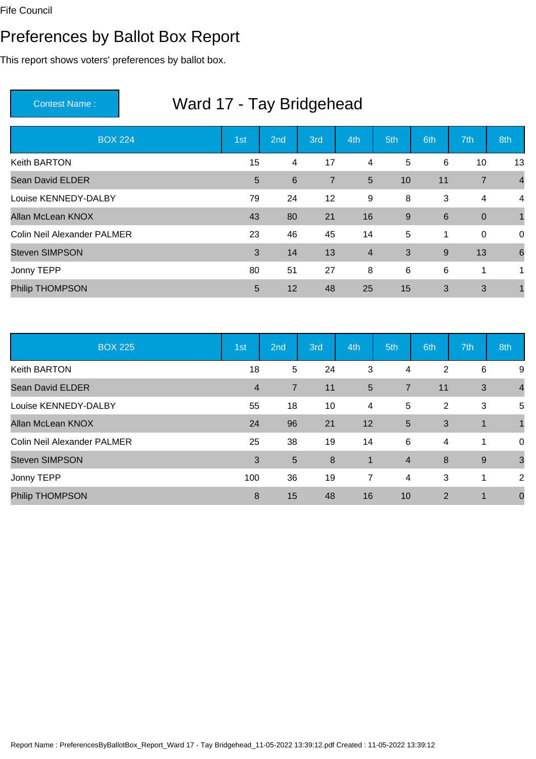Fife Council

# Preferences by Ballot Box Report

This report shows voters' preferences by ballot box.

| Contest Name : | Ward 17 - Tay Bridgehead |
|---|---|

| BOX 224 | 1st | 2nd | 3rd | 4th | 5th | 6th | 7th | 8th |
|---|---|---|---|---|---|---|---|---|
| Keith BARTON | 15 | 4 | 17 | 4 | 5 | 6 | 10 | 13 |
| Sean David ELDER | 5 | 6 | 7 | 5 | 10 | 11 | 7 | 4 |
| Louise KENNEDY-DALBY | 79 | 24 | 12 | 9 | 8 | 3 | 4 | 4 |
| Allan McLean KNOX | 43 | 80 | 21 | 16 | 9 | 6 | 0 | 1 |
| Colin Neil Alexander PALMER | 23 | 46 | 45 | 14 | 5 | 1 | 0 | 0 |
| Steven SIMPSON | 3 | 14 | 13 | 4 | 3 | 9 | 13 | 6 |
| Jonny TEPP | 80 | 51 | 27 | 8 | 6 | 6 | 1 | 1 |
| Philip THOMPSON | 5 | 12 | 48 | 25 | 15 | 3 | 3 | 1 |

| BOX 225 | 1st | 2nd | 3rd | 4th | 5th | 6th | 7th | 8th |
|---|---|---|---|---|---|---|---|---|
| Keith BARTON | 18 | 5 | 24 | 3 | 4 | 2 | 6 | 9 |
| Sean David ELDER | 4 | 7 | 11 | 5 | 7 | 11 | 3 | 4 |
| Louise KENNEDY-DALBY | 55 | 18 | 10 | 4 | 5 | 2 | 3 | 5 |
| Allan McLean KNOX | 24 | 96 | 21 | 12 | 5 | 3 | 1 | 1 |
| Colin Neil Alexander PALMER | 25 | 38 | 19 | 14 | 6 | 4 | 1 | 0 |
| Steven SIMPSON | 3 | 5 | 8 | 1 | 4 | 8 | 9 | 3 |
| Jonny TEPP | 100 | 36 | 19 | 7 | 4 | 3 | 1 | 2 |
| Philip THOMPSON | 8 | 15 | 48 | 16 | 10 | 2 | 1 | 0 |

Report Name : PreferencesByBallotBox_Report_Ward 17 - Tay Bridgehead_11-05-2022 13:39:12.pdf Created : 11-05-2022 13:39:12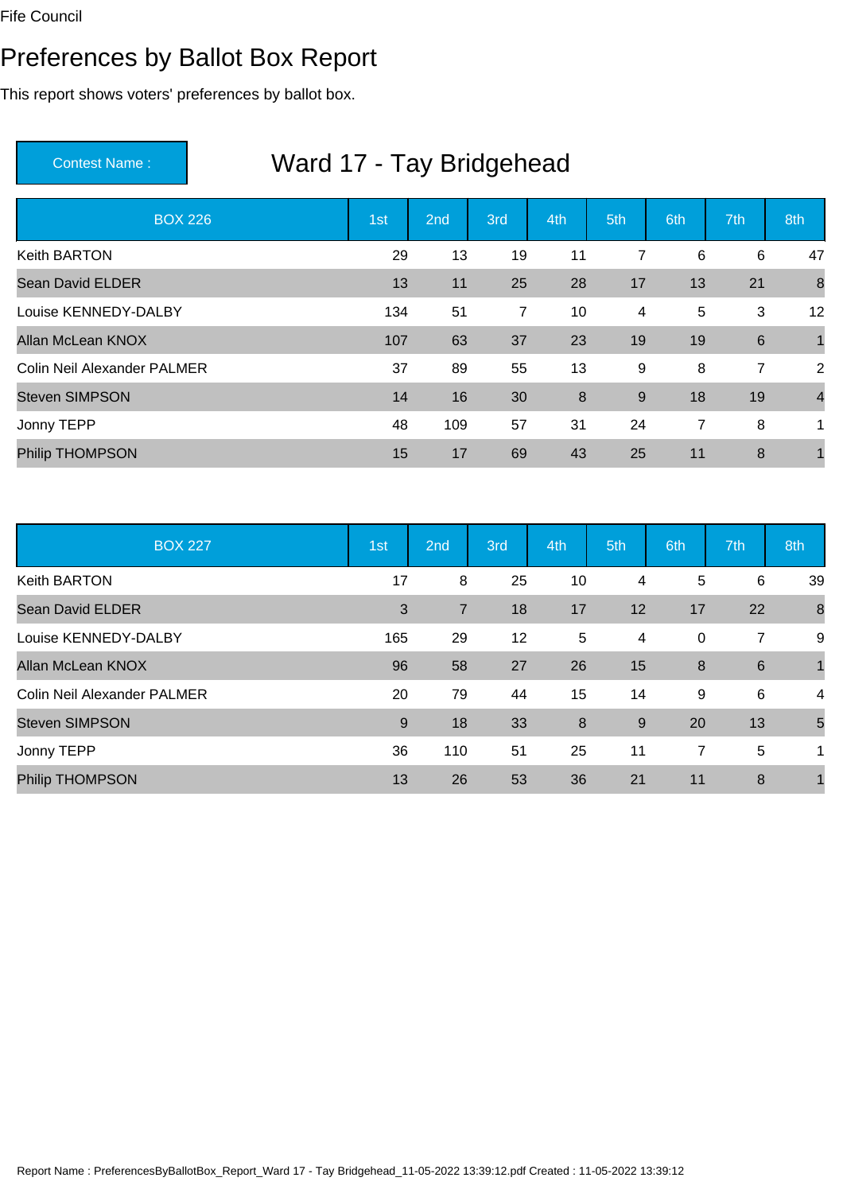Fife Council

# Preferences by Ballot Box Report

This report shows voters' preferences by ballot box.

**Contest Name :** Ward 17 - Tay Bridgehead

| BOX 226 | 1st | 2nd | 3rd | 4th | 5th | 6th | 7th | 8th |
|---|---|---|---|---|---|---|---|---|
| Keith BARTON | 29 | 13 | 19 | 11 | 7 | 6 | 6 | 47 |
| Sean David ELDER | 13 | 11 | 25 | 28 | 17 | 13 | 21 | 8 |
| Louise KENNEDY-DALBY | 134 | 51 | 7 | 10 | 4 | 5 | 3 | 12 |
| Allan McLean KNOX | 107 | 63 | 37 | 23 | 19 | 19 | 6 | 1 |
| Colin Neil Alexander PALMER | 37 | 89 | 55 | 13 | 9 | 8 | 7 | 2 |
| Steven SIMPSON | 14 | 16 | 30 | 8 | 9 | 18 | 19 | 4 |
| Jonny TEPP | 48 | 109 | 57 | 31 | 24 | 7 | 8 | 1 |
| Philip THOMPSON | 15 | 17 | 69 | 43 | 25 | 11 | 8 | 1 |

| BOX 227 | 1st | 2nd | 3rd | 4th | 5th | 6th | 7th | 8th |
|---|---|---|---|---|---|---|---|---|
| Keith BARTON | 17 | 8 | 25 | 10 | 4 | 5 | 6 | 39 |
| Sean David ELDER | 3 | 7 | 18 | 17 | 12 | 17 | 22 | 8 |
| Louise KENNEDY-DALBY | 165 | 29 | 12 | 5 | 4 | 0 | 7 | 9 |
| Allan McLean KNOX | 96 | 58 | 27 | 26 | 15 | 8 | 6 | 1 |
| Colin Neil Alexander PALMER | 20 | 79 | 44 | 15 | 14 | 9 | 6 | 4 |
| Steven SIMPSON | 9 | 18 | 33 | 8 | 9 | 20 | 13 | 5 |
| Jonny TEPP | 36 | 110 | 51 | 25 | 11 | 7 | 5 | 1 |
| Philip THOMPSON | 13 | 26 | 53 | 36 | 21 | 11 | 8 | 1 |

Report Name : PreferencesByBallotBox_Report_Ward 17 - Tay Bridgehead_11-05-2022 13:39:12.pdf Created : 11-05-2022 13:39:12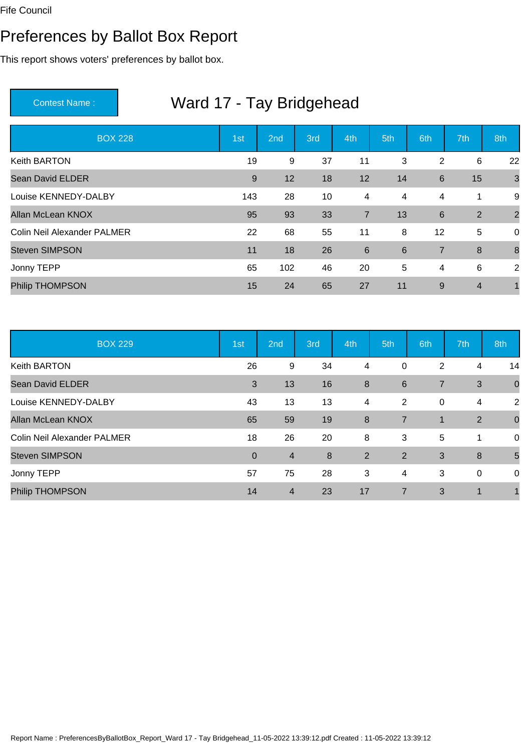Fife Council

# Preferences by Ballot Box Report

This report shows voters' preferences by ballot box.

Contest Name : **Ward 17 - Tay Bridgehead**

| BOX 228 | 1st | 2nd | 3rd | 4th | 5th | 6th | 7th | 8th |
|---|---|---|---|---|---|---|---|---|
| Keith BARTON | 19 | 9 | 37 | 11 | 3 | 2 | 6 | 22 |
| Sean David ELDER | 9 | 12 | 18 | 12 | 14 | 6 | 15 | 3 |
| Louise KENNEDY-DALBY | 143 | 28 | 10 | 4 | 4 | 4 | 1 | 9 |
| Allan McLean KNOX | 95 | 93 | 33 | 7 | 13 | 6 | 2 | 2 |
| Colin Neil Alexander PALMER | 22 | 68 | 55 | 11 | 8 | 12 | 5 | 0 |
| Steven SIMPSON | 11 | 18 | 26 | 6 | 6 | 7 | 8 | 8 |
| Jonny TEPP | 65 | 102 | 46 | 20 | 5 | 4 | 6 | 2 |
| Philip THOMPSON | 15 | 24 | 65 | 27 | 11 | 9 | 4 | 1 |

| BOX 229 | 1st | 2nd | 3rd | 4th | 5th | 6th | 7th | 8th |
|---|---|---|---|---|---|---|---|---|
| Keith BARTON | 26 | 9 | 34 | 4 | 0 | 2 | 4 | 14 |
| Sean David ELDER | 3 | 13 | 16 | 8 | 6 | 7 | 3 | 0 |
| Louise KENNEDY-DALBY | 43 | 13 | 13 | 4 | 2 | 0 | 4 | 2 |
| Allan McLean KNOX | 65 | 59 | 19 | 8 | 7 | 1 | 2 | 0 |
| Colin Neil Alexander PALMER | 18 | 26 | 20 | 8 | 3 | 5 | 1 | 0 |
| Steven SIMPSON | 0 | 4 | 8 | 2 | 2 | 3 | 8 | 5 |
| Jonny TEPP | 57 | 75 | 28 | 3 | 4 | 3 | 0 | 0 |
| Philip THOMPSON | 14 | 4 | 23 | 17 | 7 | 3 | 1 | 1 |

Report Name : PreferencesByBallotBox_Report_Ward 17 - Tay Bridgehead_11-05-2022 13:39:12.pdf Created : 11-05-2022 13:39:12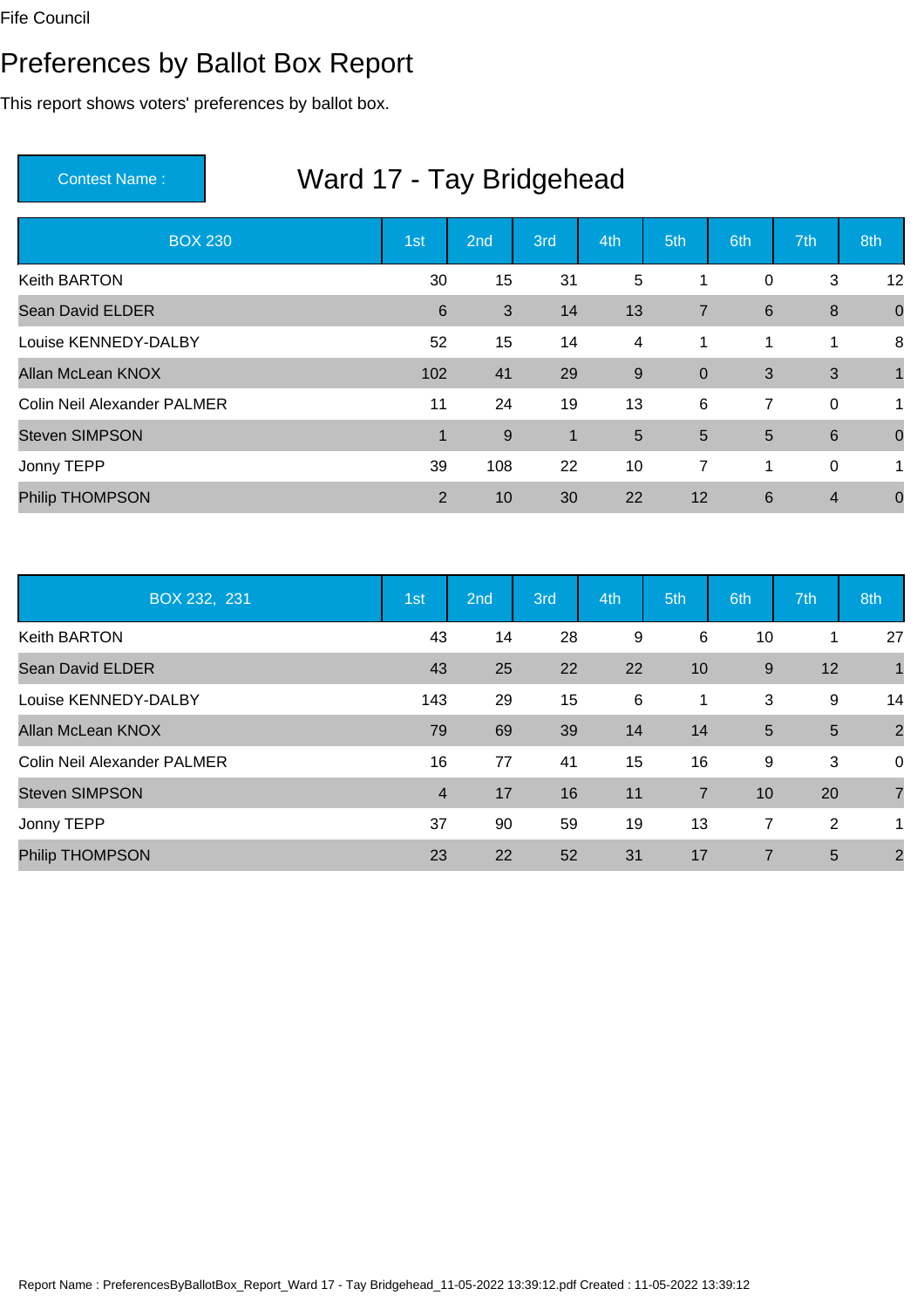Fife Council

# Preferences by Ballot Box Report

This report shows voters' preferences by ballot box.

| Contest Name : | Ward 17 - Tay Bridgehead |
|---|---|

| BOX 230 | 1st | 2nd | 3rd | 4th | 5th | 6th | 7th | 8th |
|---|---|---|---|---|---|---|---|---|
| Keith BARTON | 30 | 15 | 31 | 5 | 1 | 0 | 3 | 12 |
| Sean David ELDER | 6 | 3 | 14 | 13 | 7 | 6 | 8 | 0 |
| Louise KENNEDY-DALBY | 52 | 15 | 14 | 4 | 1 | 1 | 1 | 8 |
| Allan McLean KNOX | 102 | 41 | 29 | 9 | 0 | 3 | 3 | 1 |
| Colin Neil Alexander PALMER | 11 | 24 | 19 | 13 | 6 | 7 | 0 | 1 |
| Steven SIMPSON | 1 | 9 | 1 | 5 | 5 | 5 | 6 | 0 |
| Jonny TEPP | 39 | 108 | 22 | 10 | 7 | 1 | 0 | 1 |
| Philip THOMPSON | 2 | 10 | 30 | 22 | 12 | 6 | 4 | 0 |

| BOX 232, 231 | 1st | 2nd | 3rd | 4th | 5th | 6th | 7th | 8th |
|---|---|---|---|---|---|---|---|---|
| Keith BARTON | 43 | 14 | 28 | 9 | 6 | 10 | 1 | 27 |
| Sean David ELDER | 43 | 25 | 22 | 22 | 10 | 9 | 12 | 1 |
| Louise KENNEDY-DALBY | 143 | 29 | 15 | 6 | 1 | 3 | 9 | 14 |
| Allan McLean KNOX | 79 | 69 | 39 | 14 | 14 | 5 | 5 | 2 |
| Colin Neil Alexander PALMER | 16 | 77 | 41 | 15 | 16 | 9 | 3 | 0 |
| Steven SIMPSON | 4 | 17 | 16 | 11 | 7 | 10 | 20 | 7 |
| Jonny TEPP | 37 | 90 | 59 | 19 | 13 | 7 | 2 | 1 |
| Philip THOMPSON | 23 | 22 | 52 | 31 | 17 | 7 | 5 | 2 |

Report Name : PreferencesByBallotBox_Report_Ward 17 - Tay Bridgehead_11-05-2022 13:39:12.pdf Created : 11-05-2022 13:39:12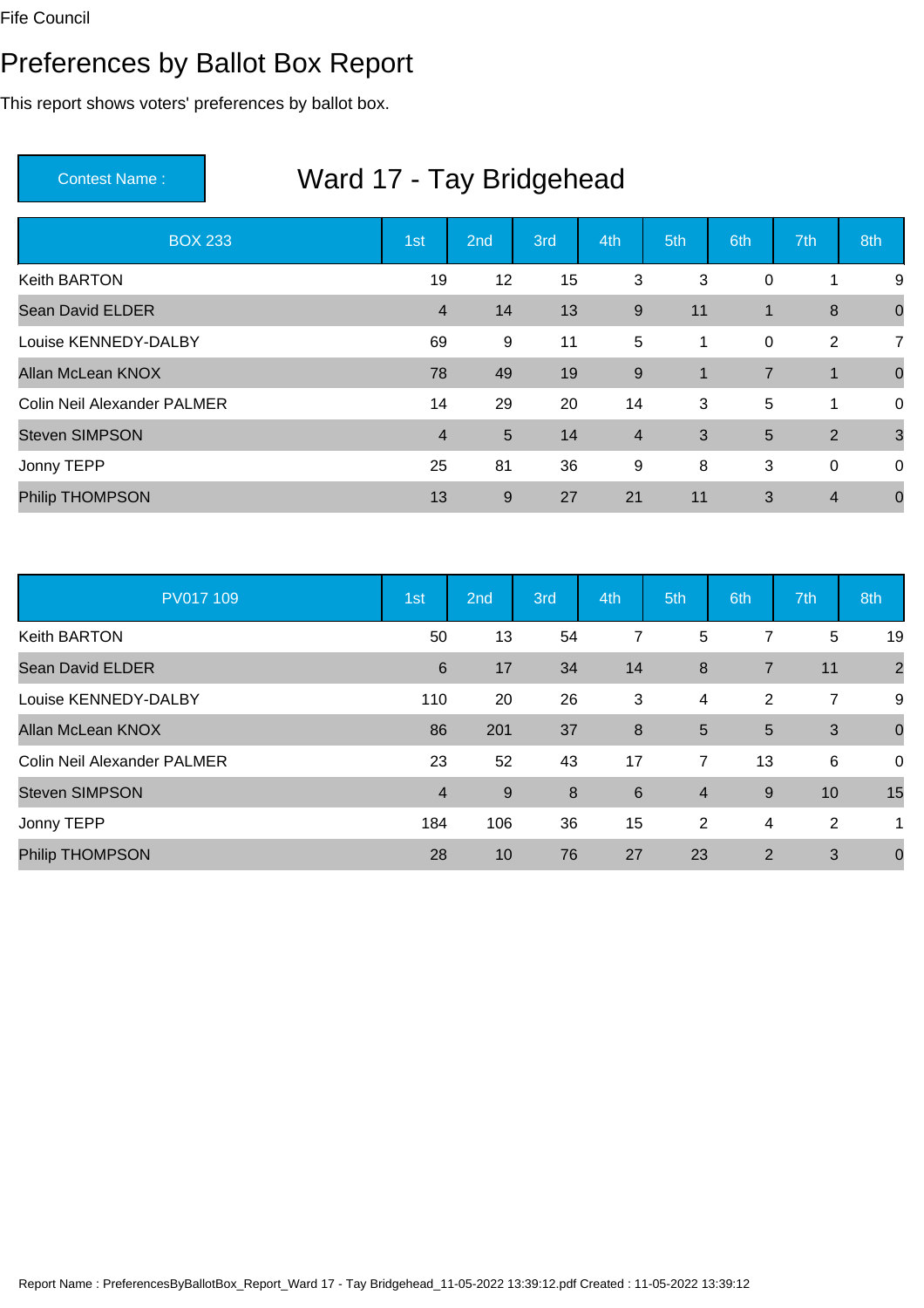Fife Council

# Preferences by Ballot Box Report

This report shows voters' preferences by ballot box.

**Contest Name :** Ward 17 - Tay Bridgehead

| BOX 233 | 1st | 2nd | 3rd | 4th | 5th | 6th | 7th | 8th |
|---|---|---|---|---|---|---|---|---|
| Keith BARTON | 19 | 12 | 15 | 3 | 3 | 0 | 1 | 9 |
| Sean David ELDER | 4 | 14 | 13 | 9 | 11 | 1 | 8 | 0 |
| Louise KENNEDY-DALBY | 69 | 9 | 11 | 5 | 1 | 0 | 2 | 7 |
| Allan McLean KNOX | 78 | 49 | 19 | 9 | 1 | 7 | 1 | 0 |
| Colin Neil Alexander PALMER | 14 | 29 | 20 | 14 | 3 | 5 | 1 | 0 |
| Steven SIMPSON | 4 | 5 | 14 | 4 | 3 | 5 | 2 | 3 |
| Jonny TEPP | 25 | 81 | 36 | 9 | 8 | 3 | 0 | 0 |
| Philip THOMPSON | 13 | 9 | 27 | 21 | 11 | 3 | 4 | 0 |

| PV017 109 | 1st | 2nd | 3rd | 4th | 5th | 6th | 7th | 8th |
|---|---|---|---|---|---|---|---|---|
| Keith BARTON | 50 | 13 | 54 | 7 | 5 | 7 | 5 | 19 |
| Sean David ELDER | 6 | 17 | 34 | 14 | 8 | 7 | 11 | 2 |
| Louise KENNEDY-DALBY | 110 | 20 | 26 | 3 | 4 | 2 | 7 | 9 |
| Allan McLean KNOX | 86 | 201 | 37 | 8 | 5 | 5 | 3 | 0 |
| Colin Neil Alexander PALMER | 23 | 52 | 43 | 17 | 7 | 13 | 6 | 0 |
| Steven SIMPSON | 4 | 9 | 8 | 6 | 4 | 9 | 10 | 15 |
| Jonny TEPP | 184 | 106 | 36 | 15 | 2 | 4 | 2 | 1 |
| Philip THOMPSON | 28 | 10 | 76 | 27 | 23 | 2 | 3 | 0 |

Report Name : PreferencesByBallotBox_Report_Ward 17 - Tay Bridgehead_11-05-2022 13:39:12.pdf Created : 11-05-2022 13:39:12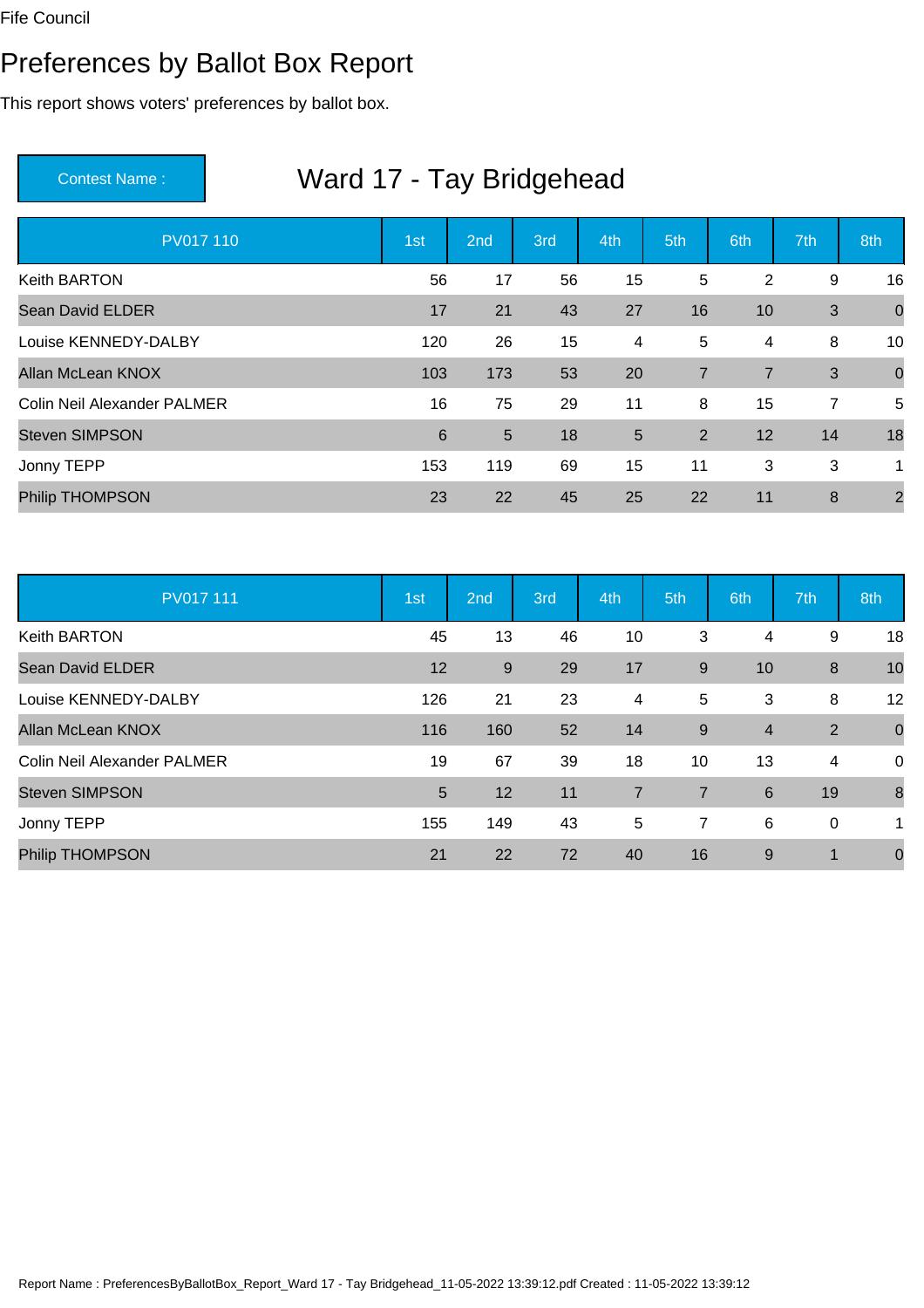Fife Council

# Preferences by Ballot Box Report

This report shows voters' preferences by ballot box.

| Contest Name : | Ward 17 - Tay Bridgehead |
|---|---|

| PV017 110 | 1st | 2nd | 3rd | 4th | 5th | 6th | 7th | 8th |
|---|---|---|---|---|---|---|---|---|
| Keith BARTON | 56 | 17 | 56 | 15 | 5 | 2 | 9 | 16 |
| Sean David ELDER | 17 | 21 | 43 | 27 | 16 | 10 | 3 | 0 |
| Louise KENNEDY-DALBY | 120 | 26 | 15 | 4 | 5 | 4 | 8 | 10 |
| Allan McLean KNOX | 103 | 173 | 53 | 20 | 7 | 7 | 3 | 0 |
| Colin Neil Alexander PALMER | 16 | 75 | 29 | 11 | 8 | 15 | 7 | 5 |
| Steven SIMPSON | 6 | 5 | 18 | 5 | 2 | 12 | 14 | 18 |
| Jonny TEPP | 153 | 119 | 69 | 15 | 11 | 3 | 3 | 1 |
| Philip THOMPSON | 23 | 22 | 45 | 25 | 22 | 11 | 8 | 2 |

| PV017 111 | 1st | 2nd | 3rd | 4th | 5th | 6th | 7th | 8th |
|---|---|---|---|---|---|---|---|---|
| Keith BARTON | 45 | 13 | 46 | 10 | 3 | 4 | 9 | 18 |
| Sean David ELDER | 12 | 9 | 29 | 17 | 9 | 10 | 8 | 10 |
| Louise KENNEDY-DALBY | 126 | 21 | 23 | 4 | 5 | 3 | 8 | 12 |
| Allan McLean KNOX | 116 | 160 | 52 | 14 | 9 | 4 | 2 | 0 |
| Colin Neil Alexander PALMER | 19 | 67 | 39 | 18 | 10 | 13 | 4 | 0 |
| Steven SIMPSON | 5 | 12 | 11 | 7 | 7 | 6 | 19 | 8 |
| Jonny TEPP | 155 | 149 | 43 | 5 | 7 | 6 | 0 | 1 |
| Philip THOMPSON | 21 | 22 | 72 | 40 | 16 | 9 | 1 | 0 |

Report Name : PreferencesByBallotBox_Report_Ward 17 - Tay Bridgehead_11-05-2022 13:39:12.pdf Created : 11-05-2022 13:39:12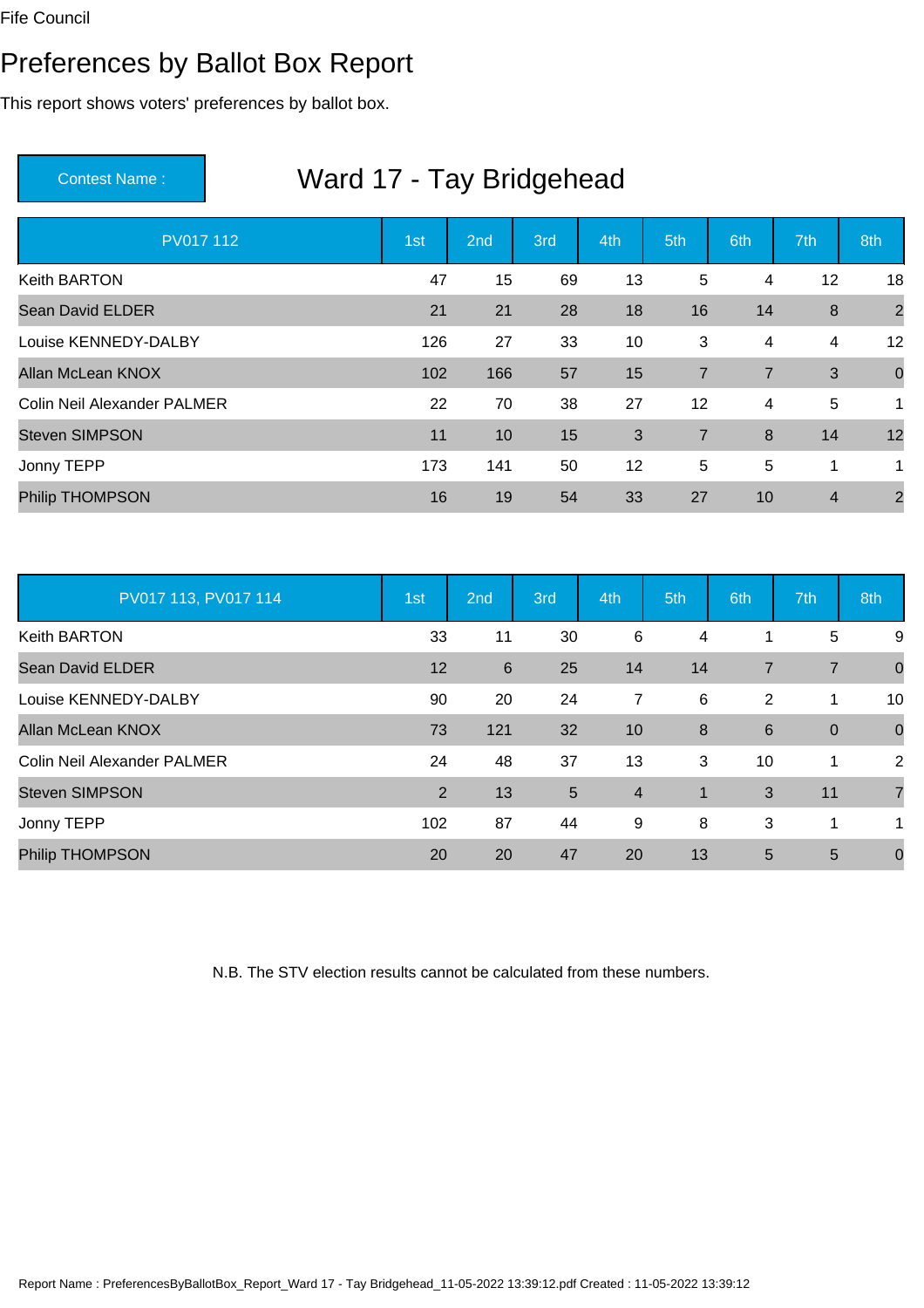Fife Council

# Preferences by Ballot Box Report

This report shows voters' preferences by ballot box.

| Contest Name : | Ward 17 - Tay Bridgehead |
|---|---|

| PV017 112 | 1st | 2nd | 3rd | 4th | 5th | 6th | 7th | 8th |
|---|---|---|---|---|---|---|---|---|
| Keith BARTON | 47 | 15 | 69 | 13 | 5 | 4 | 12 | 18 |
| Sean David ELDER | 21 | 21 | 28 | 18 | 16 | 14 | 8 | 2 |
| Louise KENNEDY-DALBY | 126 | 27 | 33 | 10 | 3 | 4 | 4 | 12 |
| Allan McLean KNOX | 102 | 166 | 57 | 15 | 7 | 7 | 3 | 0 |
| Colin Neil Alexander PALMER | 22 | 70 | 38 | 27 | 12 | 4 | 5 | 1 |
| Steven SIMPSON | 11 | 10 | 15 | 3 | 7 | 8 | 14 | 12 |
| Jonny TEPP | 173 | 141 | 50 | 12 | 5 | 5 | 1 | 1 |
| Philip THOMPSON | 16 | 19 | 54 | 33 | 27 | 10 | 4 | 2 |

| PV017 113, PV017 114 | 1st | 2nd | 3rd | 4th | 5th | 6th | 7th | 8th |
|---|---|---|---|---|---|---|---|---|
| Keith BARTON | 33 | 11 | 30 | 6 | 4 | 1 | 5 | 9 |
| Sean David ELDER | 12 | 6 | 25 | 14 | 14 | 7 | 7 | 0 |
| Louise KENNEDY-DALBY | 90 | 20 | 24 | 7 | 6 | 2 | 1 | 10 |
| Allan McLean KNOX | 73 | 121 | 32 | 10 | 8 | 6 | 0 | 0 |
| Colin Neil Alexander PALMER | 24 | 48 | 37 | 13 | 3 | 10 | 1 | 2 |
| Steven SIMPSON | 2 | 13 | 5 | 4 | 1 | 3 | 11 | 7 |
| Jonny TEPP | 102 | 87 | 44 | 9 | 8 | 3 | 1 | 1 |
| Philip THOMPSON | 20 | 20 | 47 | 20 | 13 | 5 | 5 | 0 |

N.B. The STV election results cannot be calculated from these numbers.

Report Name : PreferencesByBallotBox_Report_Ward 17 - Tay Bridgehead_11-05-2022 13:39:12.pdf Created : 11-05-2022 13:39:12